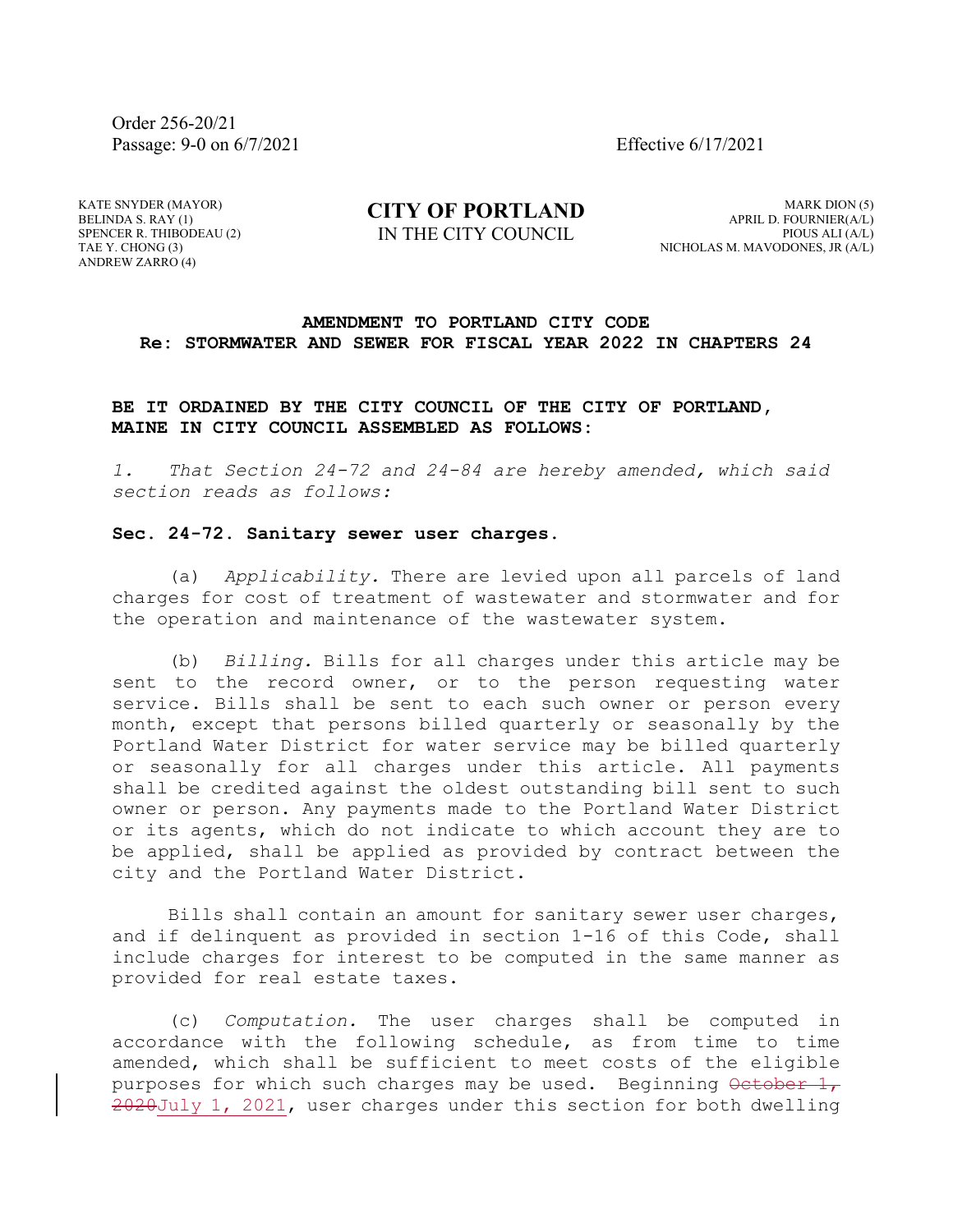Order 256-20/21
Passage: 9-0 on 6/7/2021

Effective 6/17/2021

KATE SNYDER (MAYOR)
BELINDA S. RAY (1)
SPENCER R. THIBODEAU (2)
TAE Y. CHONG (3)
ANDREW ZARRO (4)

**CITY OF PORTLAND**
IN THE CITY COUNCIL

MARK DION (5)
APRIL D. FOURNIER(A/L)
PIOUS ALI (A/L)
NICHOLAS M. MAVODONES, JR (A/L)

**AMENDMENT TO PORTLAND CITY CODE**
**Re: STORMWATER AND SEWER FOR FISCAL YEAR 2022 IN CHAPTERS 24**

**BE IT ORDAINED BY THE CITY COUNCIL OF THE CITY OF PORTLAND, MAINE IN CITY COUNCIL ASSEMBLED AS FOLLOWS:**

*1. That Section 24-72 and 24-84 are hereby amended, which said section reads as follows:*

**Sec. 24-72. Sanitary sewer user charges.**

(a) *Applicability.* There are levied upon all parcels of land charges for cost of treatment of wastewater and stormwater and for the operation and maintenance of the wastewater system.

(b) *Billing.* Bills for all charges under this article may be sent to the record owner, or to the person requesting water service. Bills shall be sent to each such owner or person every month, except that persons billed quarterly or seasonally by the Portland Water District for water service may be billed quarterly or seasonally for all charges under this article. All payments shall be credited against the oldest outstanding bill sent to such owner or person. Any payments made to the Portland Water District or its agents, which do not indicate to which account they are to be applied, shall be applied as provided by contract between the city and the Portland Water District.

Bills shall contain an amount for sanitary sewer user charges, and if delinquent as provided in section 1-16 of this Code, shall include charges for interest to be computed in the same manner as provided for real estate taxes.

(c) *Computation.* The user charges shall be computed in accordance with the following schedule, as from time to time amended, which shall be sufficient to meet costs of the eligible purposes for which such charges may be used. Beginning ~~October 1, 2020~~July 1, 2021, user charges under this section for both dwelling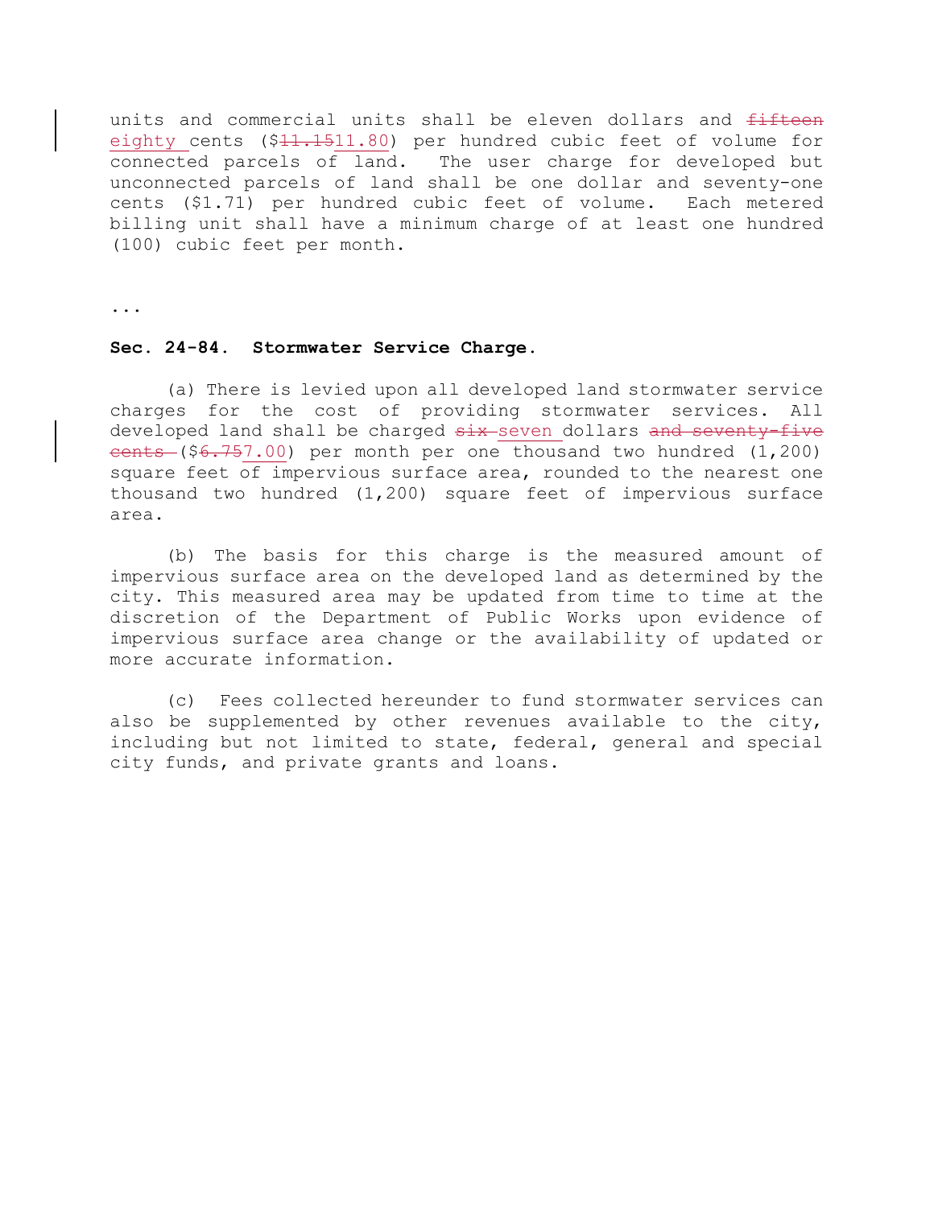units and commercial units shall be eleven dollars and ~~fifteen~~ eighty cents ($~~11.15~~11.80) per hundred cubic feet of volume for connected parcels of land. The user charge for developed but unconnected parcels of land shall be one dollar and seventy-one cents ($1.71) per hundred cubic feet of volume. Each metered billing unit shall have a minimum charge of at least one hundred (100) cubic feet per month.

...

**Sec. 24-84. Stormwater Service Charge.**

(a) There is levied upon all developed land stormwater service charges for the cost of providing stormwater services. All developed land shall be charged ~~six~~ seven dollars ~~and seventy-five cents~~ ($~~6.75~~7.00) per month per one thousand two hundred (1,200) square feet of impervious surface area, rounded to the nearest one thousand two hundred (1,200) square feet of impervious surface area.

(b) The basis for this charge is the measured amount of impervious surface area on the developed land as determined by the city. This measured area may be updated from time to time at the discretion of the Department of Public Works upon evidence of impervious surface area change or the availability of updated or more accurate information.

(c) Fees collected hereunder to fund stormwater services can also be supplemented by other revenues available to the city, including but not limited to state, federal, general and special city funds, and private grants and loans.